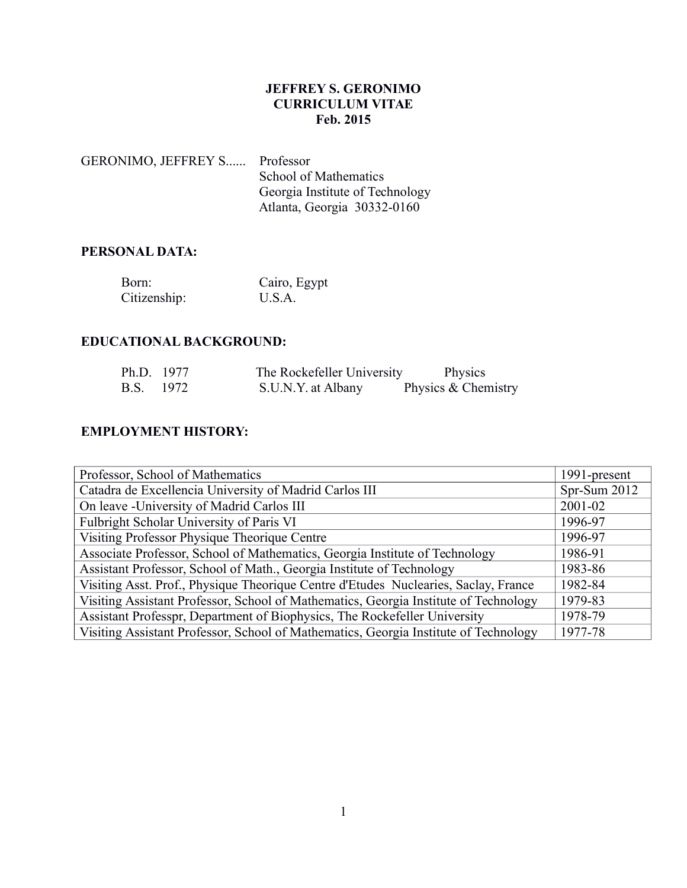# JEFFREY S. GERONIMO
## CURRICULUM VITAE
## Feb. 2015

GERONIMO, JEFFREY S...... Professor
School of Mathematics
Georgia Institute of Technology
Atlanta, Georgia 30332-0160

## PERSONAL DATA:

| | |
|---|---|
| Born: | Cairo, Egypt |
| Citizenship: | U.S.A. |

## EDUCATIONAL BACKGROUND:

| | | | |
|---|---|---|---|
| Ph.D. | 1977 | The Rockefeller University | Physics |
| B.S. | 1972 | S.U.N.Y. at Albany | Physics & Chemistry |

## EMPLOYMENT HISTORY:

| | |
|---|---|
| Professor, School of Mathematics | 1991-present |
| Catadra de Excellencia University of Madrid Carlos III | Spr-Sum 2012 |
| On leave -University of Madrid Carlos III | 2001-02 |
| Fulbright Scholar University of Paris VI | 1996-97 |
| Visiting Professor Physique Theorique Centre | 1996-97 |
| Associate Professor, School of Mathematics, Georgia Institute of Technology | 1986-91 |
| Assistant Professor, School of Math., Georgia Institute of Technology | 1983-86 |
| Visiting Asst. Prof., Physique Theorique Centre d'Etudes Nuclearies, Saclay, France | 1982-84 |
| Visiting Assistant Professor, School of Mathematics, Georgia Institute of Technology | 1979-83 |
| Assistant Professpr, Department of Biophysics, The Rockefeller University | 1978-79 |
| Visiting Assistant Professor, School of Mathematics, Georgia Institute of Technology | 1977-78 |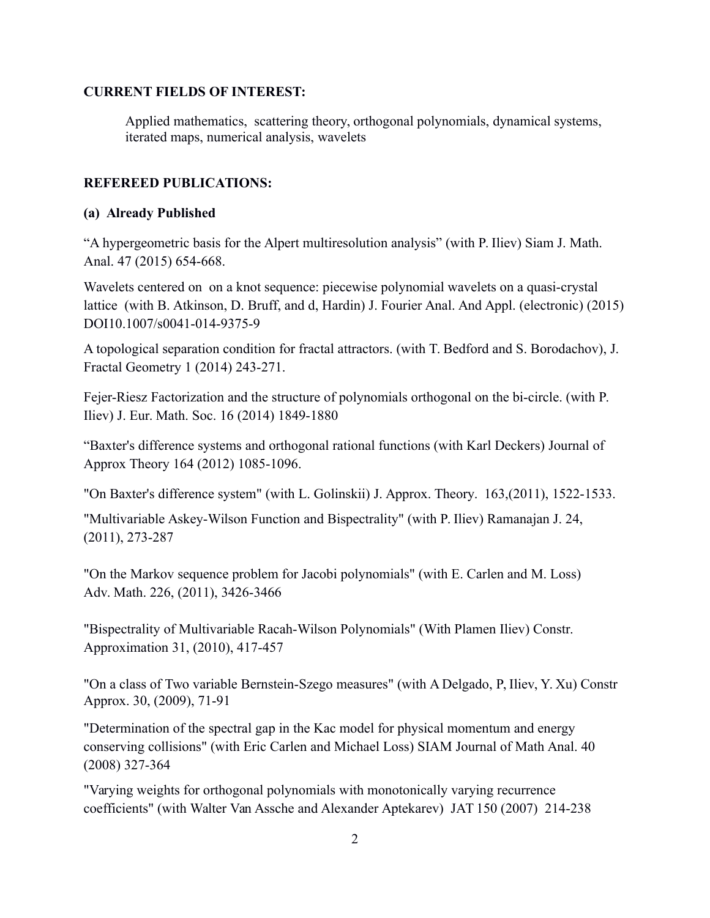**CURRENT FIELDS OF INTEREST:**

Applied mathematics, scattering theory, orthogonal polynomials, dynamical systems, iterated maps, numerical analysis, wavelets

**REFEREED PUBLICATIONS:**

**(a) Already Published**

“A hypergeometric basis for the Alpert multiresolution analysis” (with P. Iliev) Siam J. Math. Anal. 47 (2015) 654-668.

Wavelets centered on on a knot sequence: piecewise polynomial wavelets on a quasi-crystal lattice (with B. Atkinson, D. Bruff, and d, Hardin) J. Fourier Anal. And Appl. (electronic) (2015) DOI10.1007/s0041-014-9375-9

A topological separation condition for fractal attractors. (with T. Bedford and S. Borodachov), J. Fractal Geometry 1 (2014) 243-271.

Fejer-Riesz Factorization and the structure of polynomials orthogonal on the bi-circle. (with P. Iliev) J. Eur. Math. Soc. 16 (2014) 1849-1880

“Baxter's difference systems and orthogonal rational functions (with Karl Deckers) Journal of Approx Theory 164 (2012) 1085-1096.

"On Baxter's difference system" (with L. Golinskii) J. Approx. Theory. 163,(2011), 1522-1533.

"Multivariable Askey-Wilson Function and Bispectrality" (with P. Iliev) Ramanajan J. 24, (2011), 273-287

"On the Markov sequence problem for Jacobi polynomials" (with E. Carlen and M. Loss) Adv. Math. 226, (2011), 3426-3466

"Bispectrality of Multivariable Racah-Wilson Polynomials" (With Plamen Iliev) Constr. Approximation 31, (2010), 417-457

"On a class of Two variable Bernstein-Szego measures" (with A Delgado, P, Iliev, Y. Xu) Constr Approx. 30, (2009), 71-91

"Determination of the spectral gap in the Kac model for physical momentum and energy conserving collisions" (with Eric Carlen and Michael Loss) SIAM Journal of Math Anal. 40 (2008) 327-364

"Varying weights for orthogonal polynomials with monotonically varying recurrence coefficients" (with Walter Van Assche and Alexander Aptekarev) JAT 150 (2007) 214-238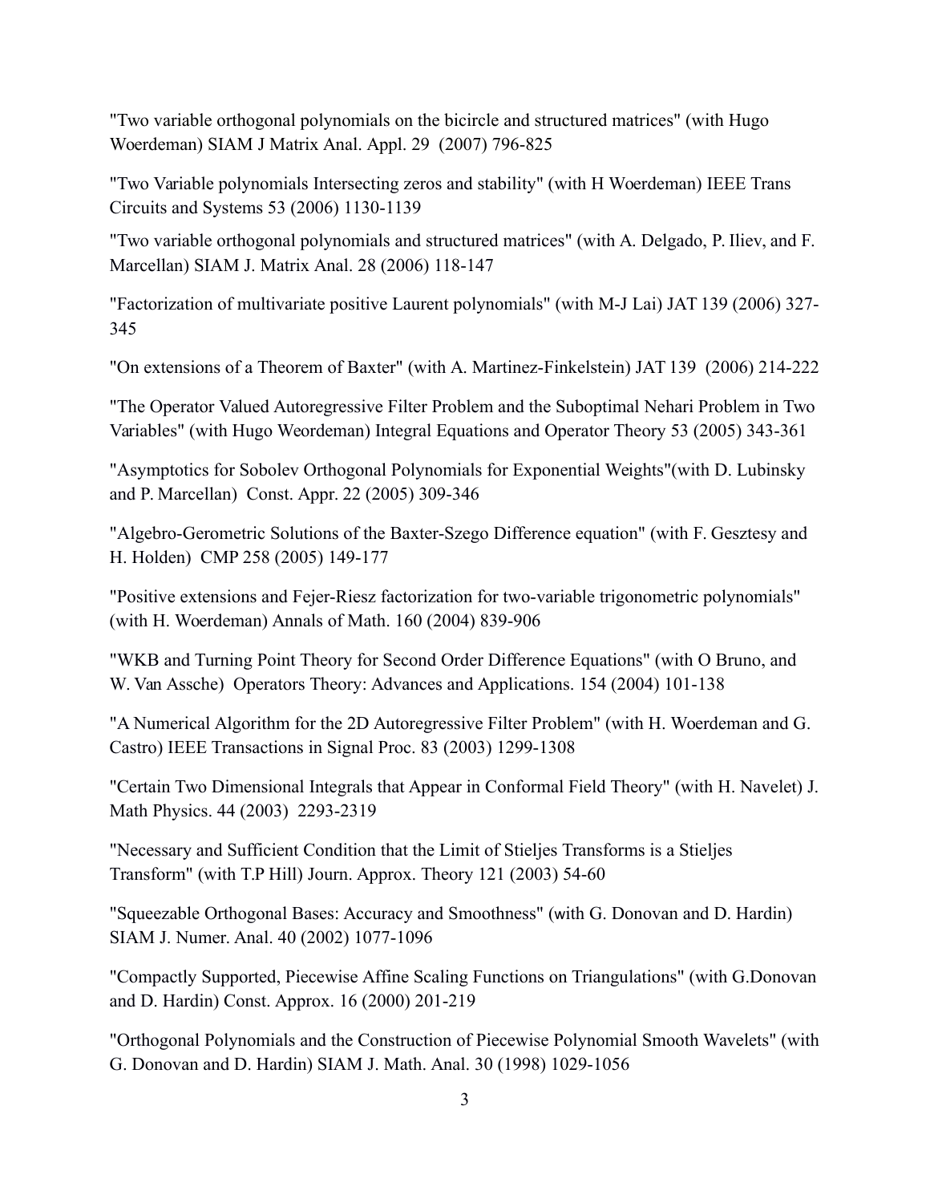"Two variable orthogonal polynomials on the bicircle and structured matrices" (with Hugo Woerdeman) SIAM J Matrix Anal. Appl. 29 (2007) 796-825

"Two Variable polynomials Intersecting zeros and stability" (with H Woerdeman) IEEE Trans Circuits and Systems 53 (2006) 1130-1139

"Two variable orthogonal polynomials and structured matrices" (with A. Delgado, P. Iliev, and F. Marcellan) SIAM J. Matrix Anal. 28 (2006) 118-147

"Factorization of multivariate positive Laurent polynomials" (with M-J Lai) JAT 139 (2006) 327-345

"On extensions of a Theorem of Baxter" (with A. Martinez-Finkelstein) JAT 139 (2006) 214-222

"The Operator Valued Autoregressive Filter Problem and the Suboptimal Nehari Problem in Two Variables" (with Hugo Weordeman) Integral Equations and Operator Theory 53 (2005) 343-361

"Asymptotics for Sobolev Orthogonal Polynomials for Exponential Weights"(with D. Lubinsky and P. Marcellan) Const. Appr. 22 (2005) 309-346

"Algebro-Gerometric Solutions of the Baxter-Szego Difference equation" (with F. Gesztesy and H. Holden) CMP 258 (2005) 149-177

"Positive extensions and Fejer-Riesz factorization for two-variable trigonometric polynomials" (with H. Woerdeman) Annals of Math. 160 (2004) 839-906

"WKB and Turning Point Theory for Second Order Difference Equations" (with O Bruno, and W. Van Assche) Operators Theory: Advances and Applications. 154 (2004) 101-138

"A Numerical Algorithm for the 2D Autoregressive Filter Problem" (with H. Woerdeman and G. Castro) IEEE Transactions in Signal Proc. 83 (2003) 1299-1308

"Certain Two Dimensional Integrals that Appear in Conformal Field Theory" (with H. Navelet) J. Math Physics. 44 (2003) 2293-2319

"Necessary and Sufficient Condition that the Limit of Stieljes Transforms is a Stieljes Transform" (with T.P Hill) Journ. Approx. Theory 121 (2003) 54-60

"Squeezable Orthogonal Bases: Accuracy and Smoothness" (with G. Donovan and D. Hardin) SIAM J. Numer. Anal. 40 (2002) 1077-1096

"Compactly Supported, Piecewise Affine Scaling Functions on Triangulations" (with G.Donovan and D. Hardin) Const. Approx. 16 (2000) 201-219

"Orthogonal Polynomials and the Construction of Piecewise Polynomial Smooth Wavelets" (with G. Donovan and D. Hardin) SIAM J. Math. Anal. 30 (1998) 1029-1056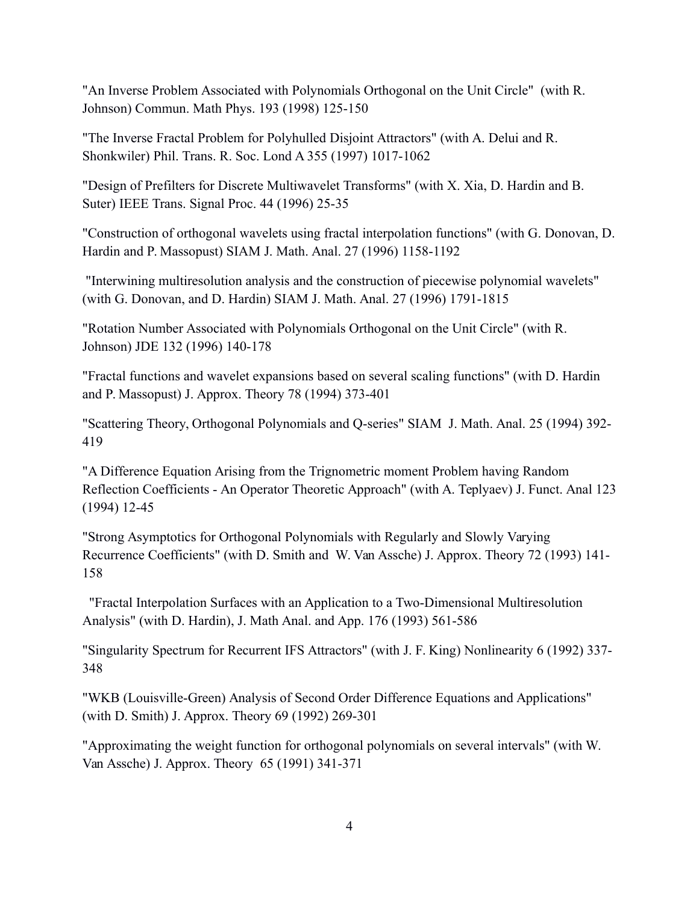"An Inverse Problem Associated with Polynomials Orthogonal on the Unit Circle" (with R. Johnson) Commun. Math Phys. 193 (1998) 125-150

"The Inverse Fractal Problem for Polyhulled Disjoint Attractors" (with A. Delui and R. Shonkwiler) Phil. Trans. R. Soc. Lond A 355 (1997) 1017-1062

"Design of Prefilters for Discrete Multiwavelet Transforms" (with X. Xia, D. Hardin and B. Suter) IEEE Trans. Signal Proc. 44 (1996) 25-35

"Construction of orthogonal wavelets using fractal interpolation functions" (with G. Donovan, D. Hardin and P. Massopust) SIAM J. Math. Anal. 27 (1996) 1158-1192

"Interwining multiresolution analysis and the construction of piecewise polynomial wavelets" (with G. Donovan, and D. Hardin) SIAM J. Math. Anal. 27 (1996) 1791-1815

"Rotation Number Associated with Polynomials Orthogonal on the Unit Circle" (with R. Johnson) JDE 132 (1996) 140-178

"Fractal functions and wavelet expansions based on several scaling functions" (with D. Hardin and P. Massopust) J. Approx. Theory 78 (1994) 373-401

"Scattering Theory, Orthogonal Polynomials and Q-series" SIAM J. Math. Anal. 25 (1994) 392-419

"A Difference Equation Arising from the Trignometric moment Problem having Random Reflection Coefficients - An Operator Theoretic Approach" (with A. Teplyaev) J. Funct. Anal 123 (1994) 12-45

"Strong Asymptotics for Orthogonal Polynomials with Regularly and Slowly Varying Recurrence Coefficients" (with D. Smith and W. Van Assche) J. Approx. Theory 72 (1993) 141-158

"Fractal Interpolation Surfaces with an Application to a Two-Dimensional Multiresolution Analysis" (with D. Hardin), J. Math Anal. and App. 176 (1993) 561-586

"Singularity Spectrum for Recurrent IFS Attractors" (with J. F. King) Nonlinearity 6 (1992) 337-348

"WKB (Louisville-Green) Analysis of Second Order Difference Equations and Applications" (with D. Smith) J. Approx. Theory 69 (1992) 269-301

"Approximating the weight function for orthogonal polynomials on several intervals" (with W. Van Assche) J. Approx. Theory 65 (1991) 341-371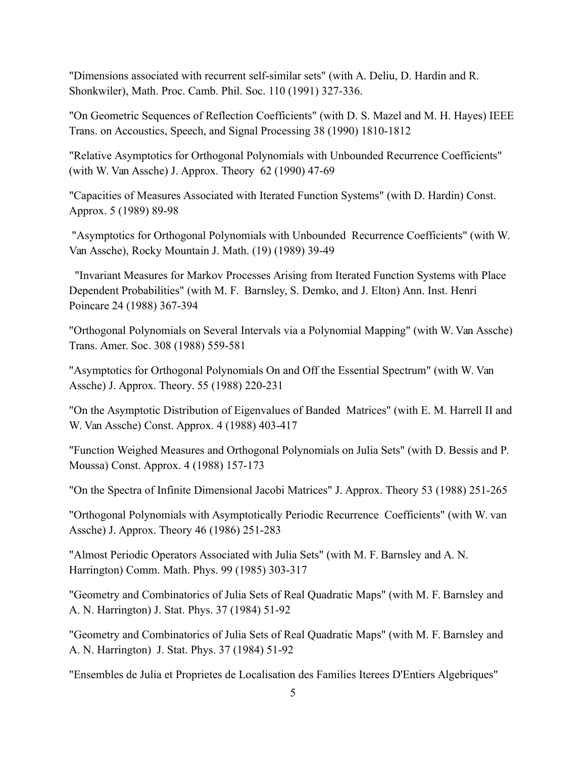"Dimensions associated with recurrent self-similar sets" (with A. Deliu, D. Hardin and R. Shonkwiler), Math. Proc. Camb. Phil. Soc. 110 (1991) 327-336.

"On Geometric Sequences of Reflection Coefficients" (with D. S. Mazel and M. H. Hayes) IEEE Trans. on Accoustics, Speech, and Signal Processing 38 (1990) 1810-1812

"Relative Asymptotics for Orthogonal Polynomials with Unbounded Recurrence Coefficients" (with W. Van Assche) J. Approx. Theory 62 (1990) 47-69

"Capacities of Measures Associated with Iterated Function Systems" (with D. Hardin) Const. Approx. 5 (1989) 89-98

"Asymptotics for Orthogonal Polynomials with Unbounded Recurrence Coefficients" (with W. Van Assche), Rocky Mountain J. Math. (19) (1989) 39-49

"Invariant Measures for Markov Processes Arising from Iterated Function Systems with Place Dependent Probabilities" (with M. F. Barnsley, S. Demko, and J. Elton) Ann. Inst. Henri Poincare 24 (1988) 367-394

"Orthogonal Polynomials on Several Intervals via a Polynomial Mapping" (with W. Van Assche) Trans. Amer. Soc. 308 (1988) 559-581

"Asymptotics for Orthogonal Polynomials On and Off the Essential Spectrum" (with W. Van Assche) J. Approx. Theory. 55 (1988) 220-231

"On the Asymptotic Distribution of Eigenvalues of Banded Matrices" (with E. M. Harrell II and W. Van Assche) Const. Approx. 4 (1988) 403-417

"Function Weighed Measures and Orthogonal Polynomials on Julia Sets" (with D. Bessis and P. Moussa) Const. Approx. 4 (1988) 157-173

"On the Spectra of Infinite Dimensional Jacobi Matrices" J. Approx. Theory 53 (1988) 251-265

"Orthogonal Polynomials with Asymptotically Periodic Recurrence Coefficients" (with W. van Assche) J. Approx. Theory 46 (1986) 251-283

"Almost Periodic Operators Associated with Julia Sets" (with M. F. Barnsley and A. N. Harrington) Comm. Math. Phys. 99 (1985) 303-317

"Geometry and Combinatorics of Julia Sets of Real Quadratic Maps" (with M. F. Barnsley and A. N. Harrington) J. Stat. Phys. 37 (1984) 51-92

"Geometry and Combinatorics of Julia Sets of Real Quadratic Maps" (with M. F. Barnsley and A. N. Harrington) J. Stat. Phys. 37 (1984) 51-92

"Ensembles de Julia et Proprietes de Localisation des Families Iterees D'Entiers Algebriques"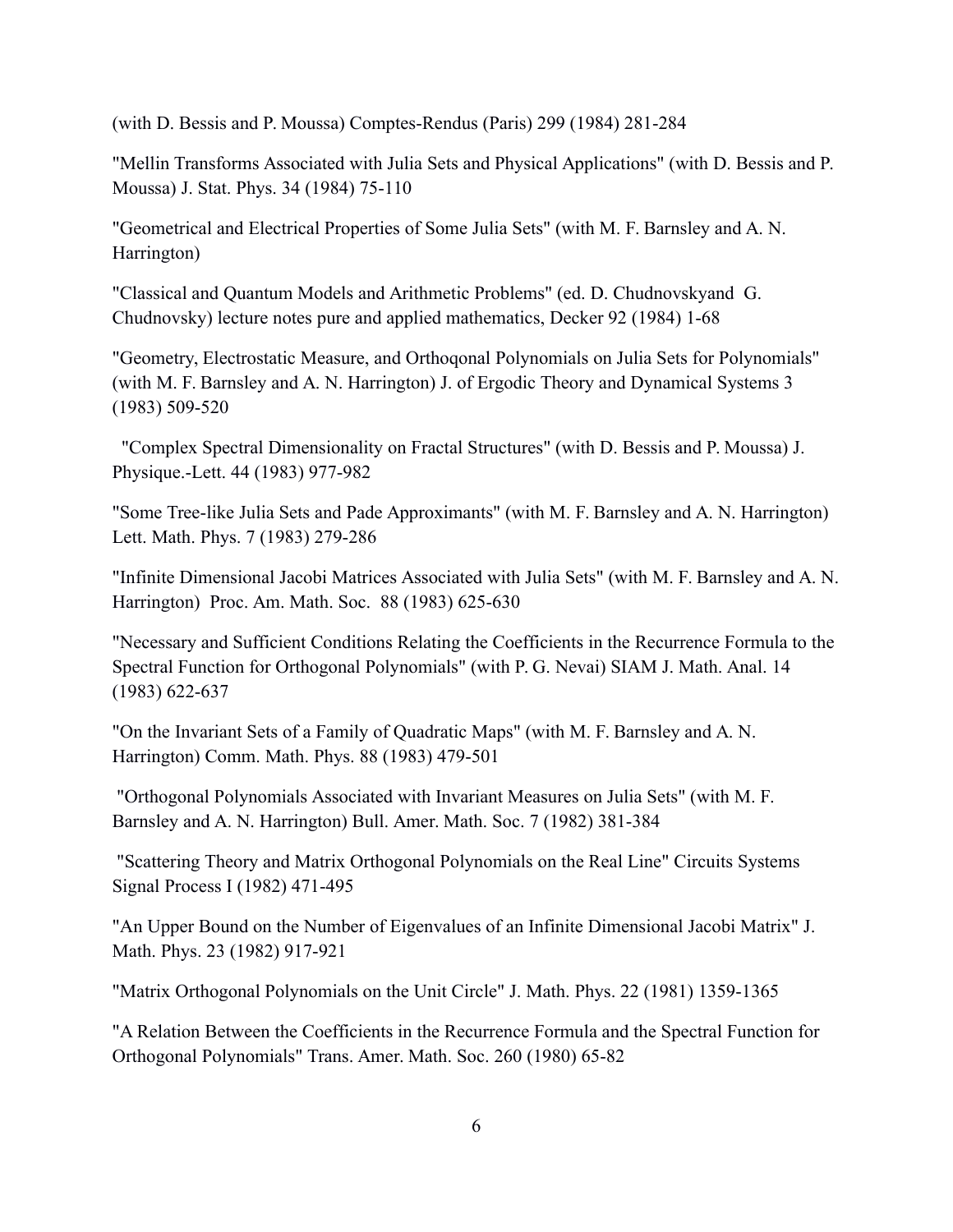(with D. Bessis and P. Moussa) Comptes-Rendus (Paris) 299 (1984) 281-284

"Mellin Transforms Associated with Julia Sets and Physical Applications" (with D. Bessis and P. Moussa) J. Stat. Phys. 34 (1984) 75-110

"Geometrical and Electrical Properties of Some Julia Sets" (with M. F. Barnsley and A. N. Harrington)

"Classical and Quantum Models and Arithmetic Problems" (ed. D. Chudnovskyand G. Chudnovsky) lecture notes pure and applied mathematics, Decker 92 (1984) 1-68

"Geometry, Electrostatic Measure, and Orthoqonal Polynomials on Julia Sets for Polynomials" (with M. F. Barnsley and A. N. Harrington) J. of Ergodic Theory and Dynamical Systems 3 (1983) 509-520

"Complex Spectral Dimensionality on Fractal Structures" (with D. Bessis and P. Moussa) J. Physique.-Lett. 44 (1983) 977-982

"Some Tree-like Julia Sets and Pade Approximants" (with M. F. Barnsley and A. N. Harrington) Lett. Math. Phys. 7 (1983) 279-286

"Infinite Dimensional Jacobi Matrices Associated with Julia Sets" (with M. F. Barnsley and A. N. Harrington) Proc. Am. Math. Soc. 88 (1983) 625-630

"Necessary and Sufficient Conditions Relating the Coefficients in the Recurrence Formula to the Spectral Function for Orthogonal Polynomials" (with P. G. Nevai) SIAM J. Math. Anal. 14 (1983) 622-637

"On the Invariant Sets of a Family of Quadratic Maps" (with M. F. Barnsley and A. N. Harrington) Comm. Math. Phys. 88 (1983) 479-501

"Orthogonal Polynomials Associated with Invariant Measures on Julia Sets" (with M. F. Barnsley and A. N. Harrington) Bull. Amer. Math. Soc. 7 (1982) 381-384

"Scattering Theory and Matrix Orthogonal Polynomials on the Real Line" Circuits Systems Signal Process I (1982) 471-495

"An Upper Bound on the Number of Eigenvalues of an Infinite Dimensional Jacobi Matrix" J. Math. Phys. 23 (1982) 917-921

"Matrix Orthogonal Polynomials on the Unit Circle" J. Math. Phys. 22 (1981) 1359-1365

"A Relation Between the Coefficients in the Recurrence Formula and the Spectral Function for Orthogonal Polynomials" Trans. Amer. Math. Soc. 260 (1980) 65-82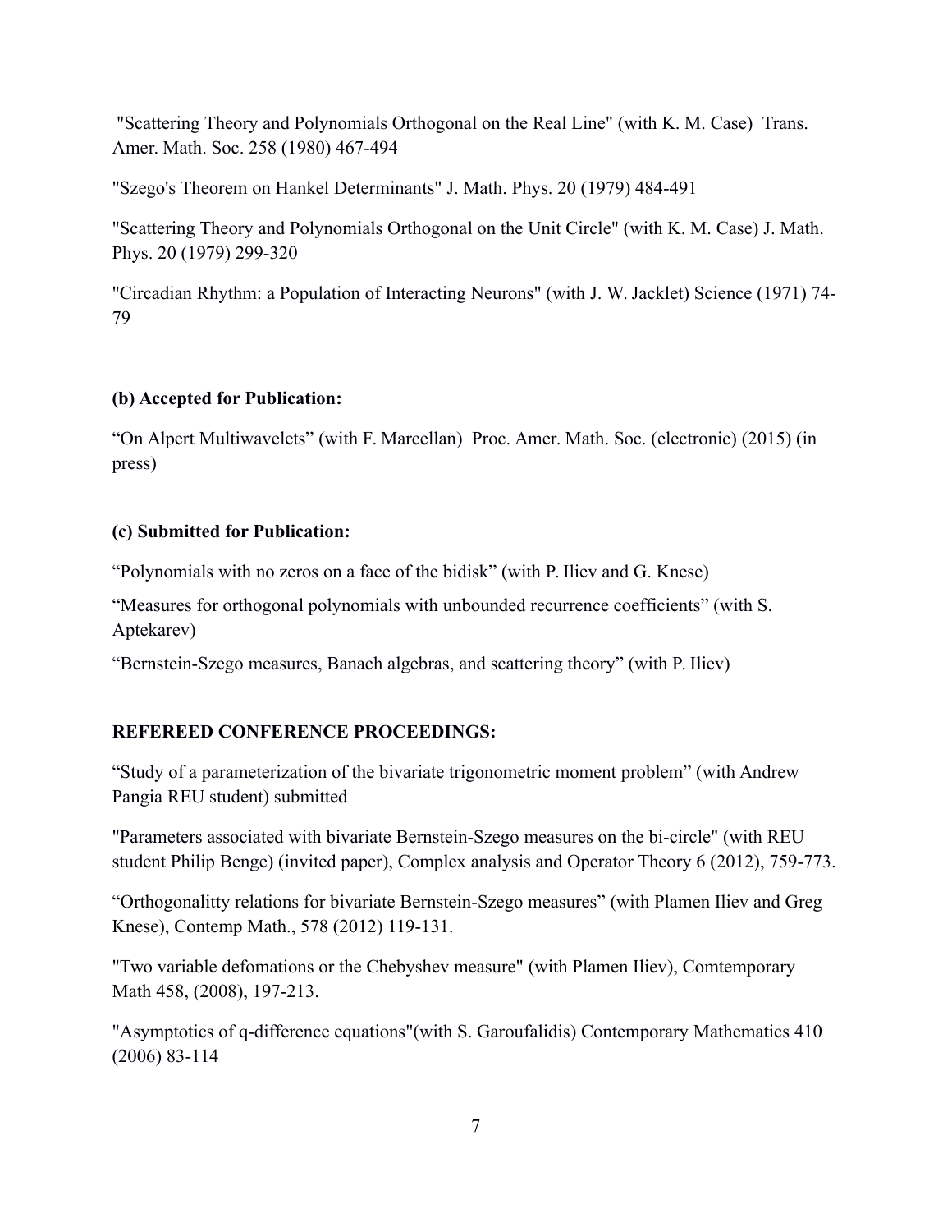"Scattering Theory and Polynomials Orthogonal on the Real Line" (with K. M. Case) Trans. Amer. Math. Soc. 258 (1980) 467-494

"Szego's Theorem on Hankel Determinants" J. Math. Phys. 20 (1979) 484-491

"Scattering Theory and Polynomials Orthogonal on the Unit Circle" (with K. M. Case) J. Math. Phys. 20 (1979) 299-320

"Circadian Rhythm: a Population of Interacting Neurons" (with J. W. Jacklet) Science (1971) 74-79

**(b) Accepted for Publication:**

"On Alpert Multiwavelets" (with F. Marcellan) Proc. Amer. Math. Soc. (electronic) (2015) (in press)

**(c) Submitted for Publication:**

"Polynomials with no zeros on a face of the bidisk" (with P. Iliev and G. Knese)

"Measures for orthogonal polynomials with unbounded recurrence coefficients" (with S. Aptekarev)

"Bernstein-Szego measures, Banach algebras, and scattering theory" (with P. Iliev)

**REFEREED CONFERENCE PROCEEDINGS:**

"Study of a parameterization of the bivariate trigonometric moment problem" (with Andrew Pangia REU student) submitted

"Parameters associated with bivariate Bernstein-Szego measures on the bi-circle" (with REU student Philip Benge) (invited paper), Complex analysis and Operator Theory 6 (2012), 759-773.

"Orthogonalitty relations for bivariate Bernstein-Szego measures" (with Plamen Iliev and Greg Knese), Contemp Math., 578 (2012) 119-131.

"Two variable defomations or the Chebyshev measure" (with Plamen Iliev), Comtemporary Math 458, (2008), 197-213.

"Asymptotics of q-difference equations"(with S. Garoufalidis) Contemporary Mathematics 410 (2006) 83-114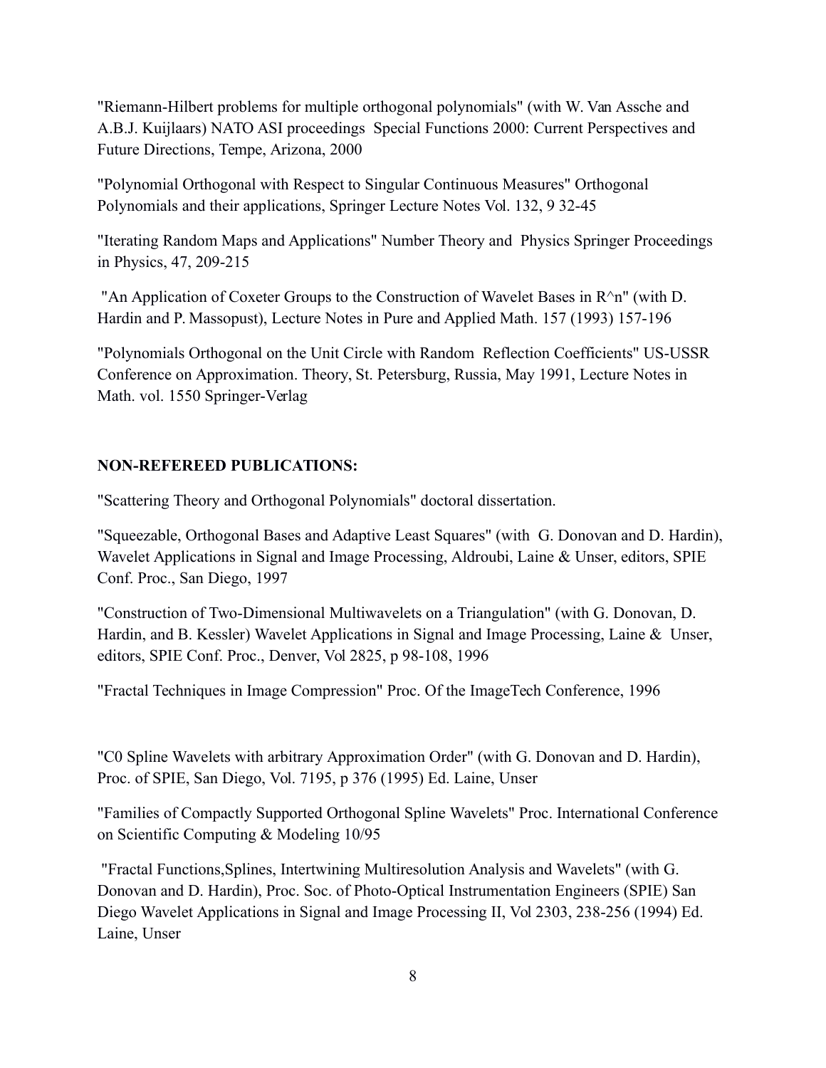"Riemann-Hilbert problems for multiple orthogonal polynomials" (with W. Van Assche and A.B.J. Kuijlaars) NATO ASI proceedings Special Functions 2000: Current Perspectives and Future Directions, Tempe, Arizona, 2000

"Polynomial Orthogonal with Respect to Singular Continuous Measures" Orthogonal Polynomials and their applications, Springer Lecture Notes Vol. 132, 9 32-45

"Iterating Random Maps and Applications" Number Theory and Physics Springer Proceedings in Physics, 47, 209-215

"An Application of Coxeter Groups to the Construction of Wavelet Bases in R^n" (with D. Hardin and P. Massopust), Lecture Notes in Pure and Applied Math. 157 (1993) 157-196

"Polynomials Orthogonal on the Unit Circle with Random Reflection Coefficients" US-USSR Conference on Approximation. Theory, St. Petersburg, Russia, May 1991, Lecture Notes in Math. vol. 1550 Springer-Verlag

**NON-REFEREED PUBLICATIONS:**

"Scattering Theory and Orthogonal Polynomials" doctoral dissertation.

"Squeezable, Orthogonal Bases and Adaptive Least Squares" (with G. Donovan and D. Hardin), Wavelet Applications in Signal and Image Processing, Aldroubi, Laine & Unser, editors, SPIE Conf. Proc., San Diego, 1997

"Construction of Two-Dimensional Multiwavelets on a Triangulation" (with G. Donovan, D. Hardin, and B. Kessler) Wavelet Applications in Signal and Image Processing, Laine & Unser, editors, SPIE Conf. Proc., Denver, Vol 2825, p 98-108, 1996

"Fractal Techniques in Image Compression" Proc. Of the ImageTech Conference, 1996

"C0 Spline Wavelets with arbitrary Approximation Order" (with G. Donovan and D. Hardin), Proc. of SPIE, San Diego, Vol. 7195, p 376 (1995) Ed. Laine, Unser

"Families of Compactly Supported Orthogonal Spline Wavelets" Proc. International Conference on Scientific Computing & Modeling 10/95

"Fractal Functions,Splines, Intertwining Multiresolution Analysis and Wavelets" (with G. Donovan and D. Hardin), Proc. Soc. of Photo-Optical Instrumentation Engineers (SPIE) San Diego Wavelet Applications in Signal and Image Processing II, Vol 2303, 238-256 (1994) Ed. Laine, Unser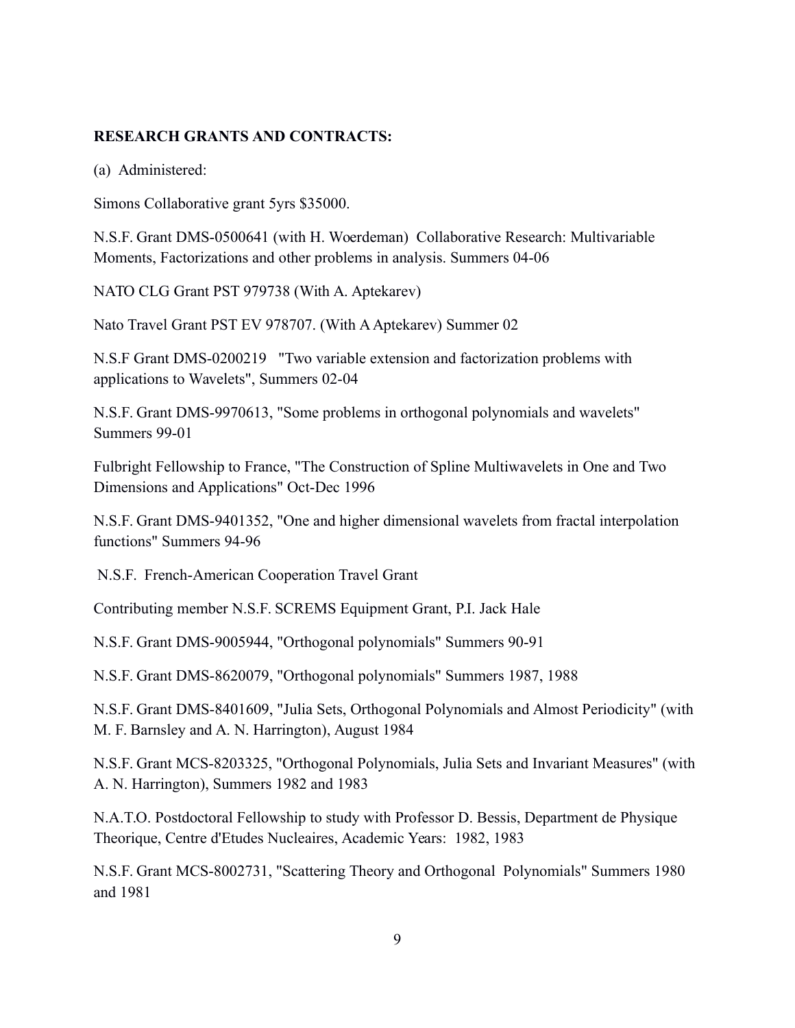**RESEARCH GRANTS AND CONTRACTS:**

(a) Administered:

Simons Collaborative grant 5yrs $35000.

N.S.F. Grant DMS-0500641 (with H. Woerdeman) Collaborative Research: Multivariable Moments, Factorizations and other problems in analysis. Summers 04-06

NATO CLG Grant PST 979738 (With A. Aptekarev)

Nato Travel Grant PST EV 978707. (With A Aptekarev) Summer 02

N.S.F Grant DMS-0200219 "Two variable extension and factorization problems with applications to Wavelets", Summers 02-04

N.S.F. Grant DMS-9970613, "Some problems in orthogonal polynomials and wavelets" Summers 99-01

Fulbright Fellowship to France, "The Construction of Spline Multiwavelets in One and Two Dimensions and Applications" Oct-Dec 1996

N.S.F. Grant DMS-9401352, "One and higher dimensional wavelets from fractal interpolation functions" Summers 94-96

N.S.F. French-American Cooperation Travel Grant

Contributing member N.S.F. SCREMS Equipment Grant, P.I. Jack Hale

N.S.F. Grant DMS-9005944, "Orthogonal polynomials" Summers 90-91

N.S.F. Grant DMS-8620079, "Orthogonal polynomials" Summers 1987, 1988

N.S.F. Grant DMS-8401609, "Julia Sets, Orthogonal Polynomials and Almost Periodicity" (with M. F. Barnsley and A. N. Harrington), August 1984

N.S.F. Grant MCS-8203325, "Orthogonal Polynomials, Julia Sets and Invariant Measures" (with A. N. Harrington), Summers 1982 and 1983

N.A.T.O. Postdoctoral Fellowship to study with Professor D. Bessis, Department de Physique Theorique, Centre d'Etudes Nucleaires, Academic Years: 1982, 1983

N.S.F. Grant MCS-8002731, "Scattering Theory and Orthogonal Polynomials" Summers 1980 and 1981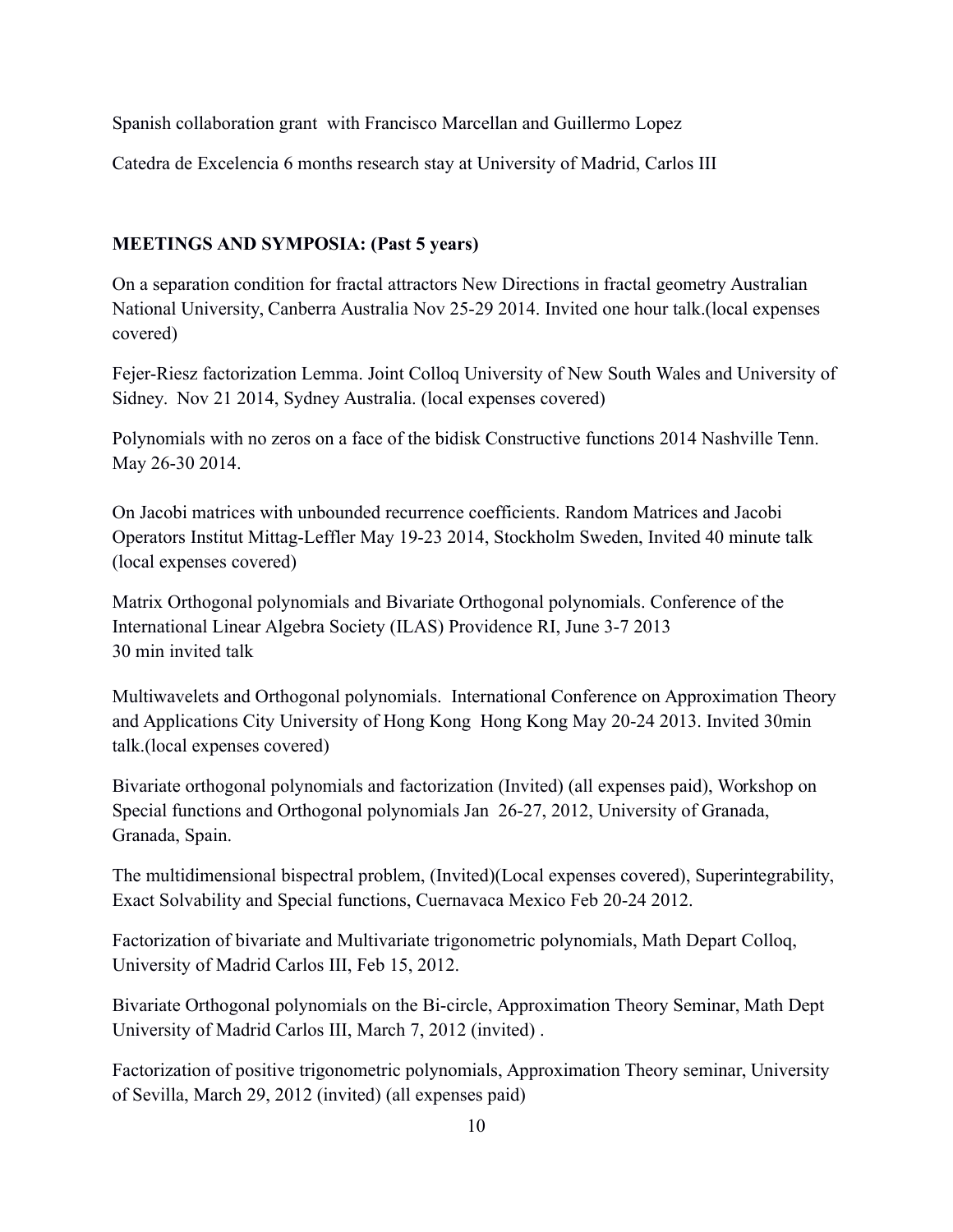Spanish collaboration grant with Francisco Marcellan and Guillermo Lopez

Catedra de Excelencia 6 months research stay at University of Madrid, Carlos III

**MEETINGS AND SYMPOSIA: (Past 5 years)**

On a separation condition for fractal attractors New Directions in fractal geometry Australian National University, Canberra Australia Nov 25-29 2014. Invited one hour talk.(local expenses covered)

Fejer-Riesz factorization Lemma. Joint Colloq University of New South Wales and University of Sidney. Nov 21 2014, Sydney Australia. (local expenses covered)

Polynomials with no zeros on a face of the bidisk Constructive functions 2014 Nashville Tenn. May 26-30 2014.

On Jacobi matrices with unbounded recurrence coefficients. Random Matrices and Jacobi Operators Institut Mittag-Leffler May 19-23 2014, Stockholm Sweden, Invited 40 minute talk (local expenses covered)

Matrix Orthogonal polynomials and Bivariate Orthogonal polynomials. Conference of the International Linear Algebra Society (ILAS) Providence RI, June 3-7 2013
30 min invited talk

Multiwavelets and Orthogonal polynomials. International Conference on Approximation Theory and Applications City University of Hong Kong Hong Kong May 20-24 2013. Invited 30min talk.(local expenses covered)

Bivariate orthogonal polynomials and factorization (Invited) (all expenses paid), Workshop on Special functions and Orthogonal polynomials Jan 26-27, 2012, University of Granada, Granada, Spain.

The multidimensional bispectral problem, (Invited)(Local expenses covered), Superintegrability, Exact Solvability and Special functions, Cuernavaca Mexico Feb 20-24 2012.

Factorization of bivariate and Multivariate trigonometric polynomials, Math Depart Colloq, University of Madrid Carlos III, Feb 15, 2012.

Bivariate Orthogonal polynomials on the Bi-circle, Approximation Theory Seminar, Math Dept University of Madrid Carlos III, March 7, 2012 (invited) .

Factorization of positive trigonometric polynomials, Approximation Theory seminar, University of Sevilla, March 29, 2012 (invited) (all expenses paid)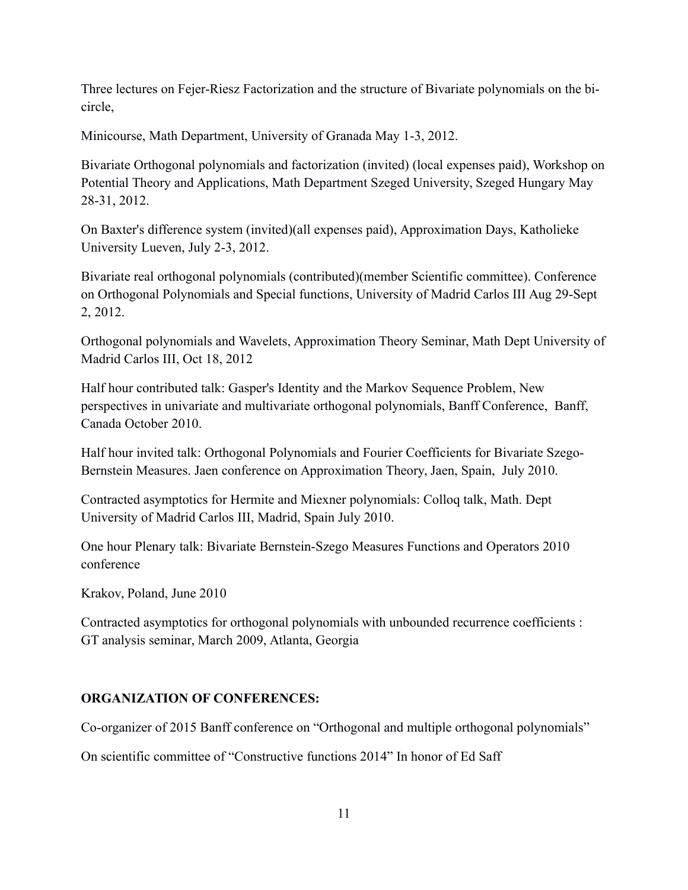Three lectures on Fejer-Riesz Factorization and the structure of Bivariate polynomials on the bi-circle,

Minicourse, Math Department, University of Granada May 1-3, 2012.

Bivariate Orthogonal polynomials and factorization (invited) (local expenses paid), Workshop on Potential Theory and Applications, Math Department Szeged University, Szeged Hungary May 28-31, 2012.

On Baxter's difference system (invited)(all expenses paid), Approximation Days, Katholieke University Lueven, July 2-3, 2012.

Bivariate real orthogonal polynomials (contributed)(member Scientific committee). Conference on Orthogonal Polynomials and Special functions, University of Madrid Carlos III Aug 29-Sept 2, 2012.

Orthogonal polynomials and Wavelets, Approximation Theory Seminar, Math Dept University of Madrid Carlos III, Oct 18, 2012

Half hour contributed talk: Gasper's Identity and the Markov Sequence Problem, New perspectives in univariate and multivariate orthogonal polynomials, Banff Conference, Banff, Canada October 2010.

Half hour invited talk: Orthogonal Polynomials and Fourier Coefficients for Bivariate Szego-Bernstein Measures. Jaen conference on Approximation Theory, Jaen, Spain, July 2010.

Contracted asymptotics for Hermite and Miexner polynomials: Colloq talk, Math. Dept University of Madrid Carlos III, Madrid, Spain July 2010.

One hour Plenary talk: Bivariate Bernstein-Szego Measures Functions and Operators 2010 conference

Krakov, Poland, June 2010

Contracted asymptotics for orthogonal polynomials with unbounded recurrence coefficients : GT analysis seminar, March 2009, Atlanta, Georgia

**ORGANIZATION OF CONFERENCES:**

Co-organizer of 2015 Banff conference on "Orthogonal and multiple orthogonal polynomials"

On scientific committee of "Constructive functions 2014" In honor of Ed Saff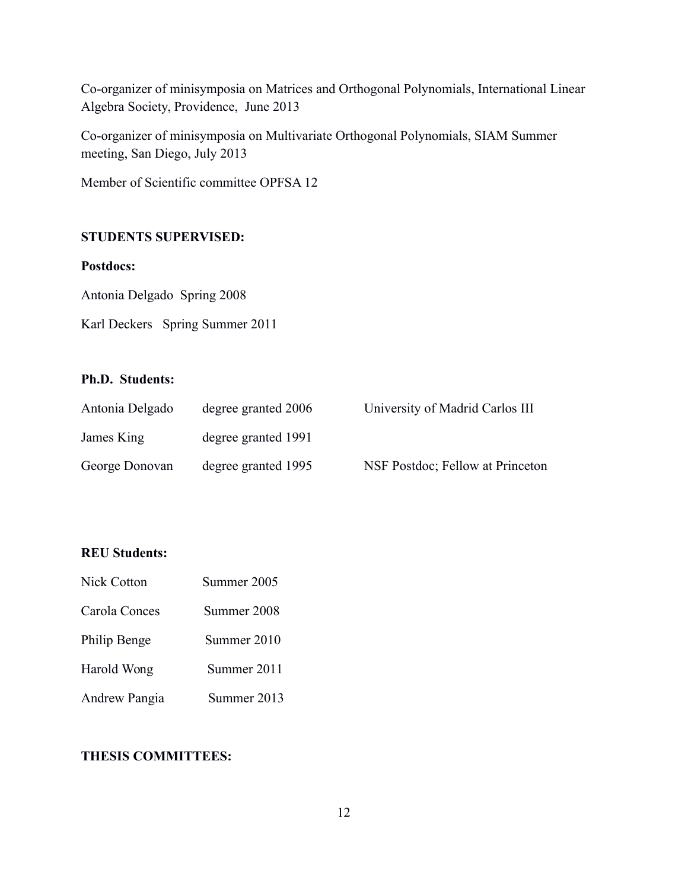Co-organizer of minisymposia on Matrices and Orthogonal Polynomials, International Linear Algebra Society, Providence, June 2013

Co-organizer of minisymposia on Multivariate Orthogonal Polynomials, SIAM Summer meeting, San Diego, July 2013

Member of Scientific committee OPFSA 12

**STUDENTS SUPERVISED:**

**Postdocs:**

Antonia Delgado Spring 2008

Karl Deckers Spring Summer 2011

**Ph.D. Students:**

| | | |
|---|---|---|
| Antonia Delgado | degree granted 2006 | University of Madrid Carlos III |
| James King | degree granted 1991 | |
| George Donovan | degree granted 1995 | NSF Postdoc; Fellow at Princeton |

**REU Students:**

| | |
|---|---|
| Nick Cotton | Summer 2005 |
| Carola Conces | Summer 2008 |
| Philip Benge | Summer 2010 |
| Harold Wong | Summer 2011 |
| Andrew Pangia | Summer 2013 |

**THESIS COMMITTEES:**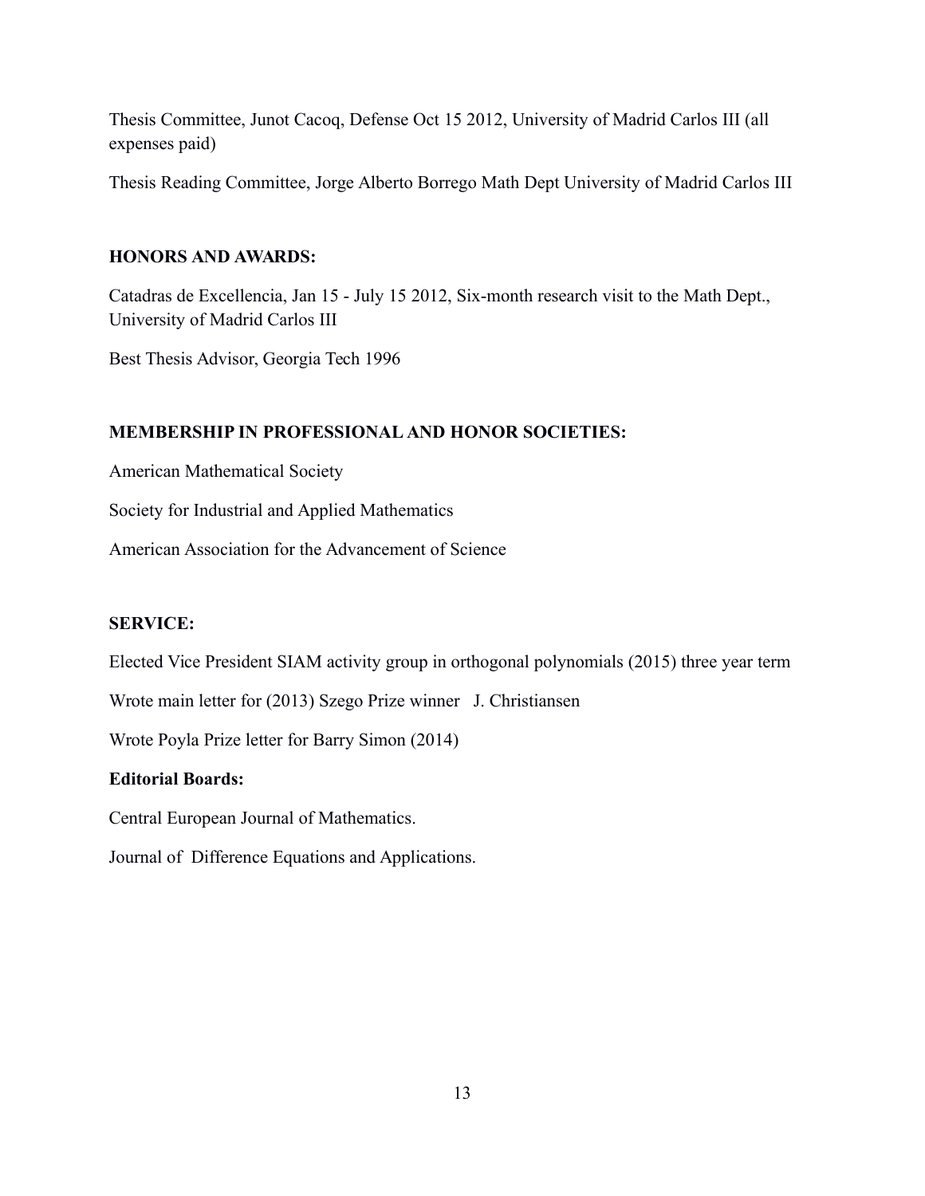Thesis Committee, Junot Cacoq, Defense Oct 15 2012, University of Madrid Carlos III (all expenses paid)

Thesis Reading Committee, Jorge Alberto Borrego Math Dept University of Madrid Carlos III

**HONORS AND AWARDS:**

Catadras de Excellencia, Jan 15 - July 15 2012, Six-month research visit to the Math Dept., University of Madrid Carlos III

Best Thesis Advisor, Georgia Tech 1996

**MEMBERSHIP IN PROFESSIONAL AND HONOR SOCIETIES:**

American Mathematical Society

Society for Industrial and Applied Mathematics

American Association for the Advancement of Science

**SERVICE:**

Elected Vice President SIAM activity group in orthogonal polynomials (2015) three year term

Wrote main letter for (2013) Szego Prize winner J. Christiansen

Wrote Poyla Prize letter for Barry Simon (2014)

**Editorial Boards:**

Central European Journal of Mathematics.

Journal of Difference Equations and Applications.